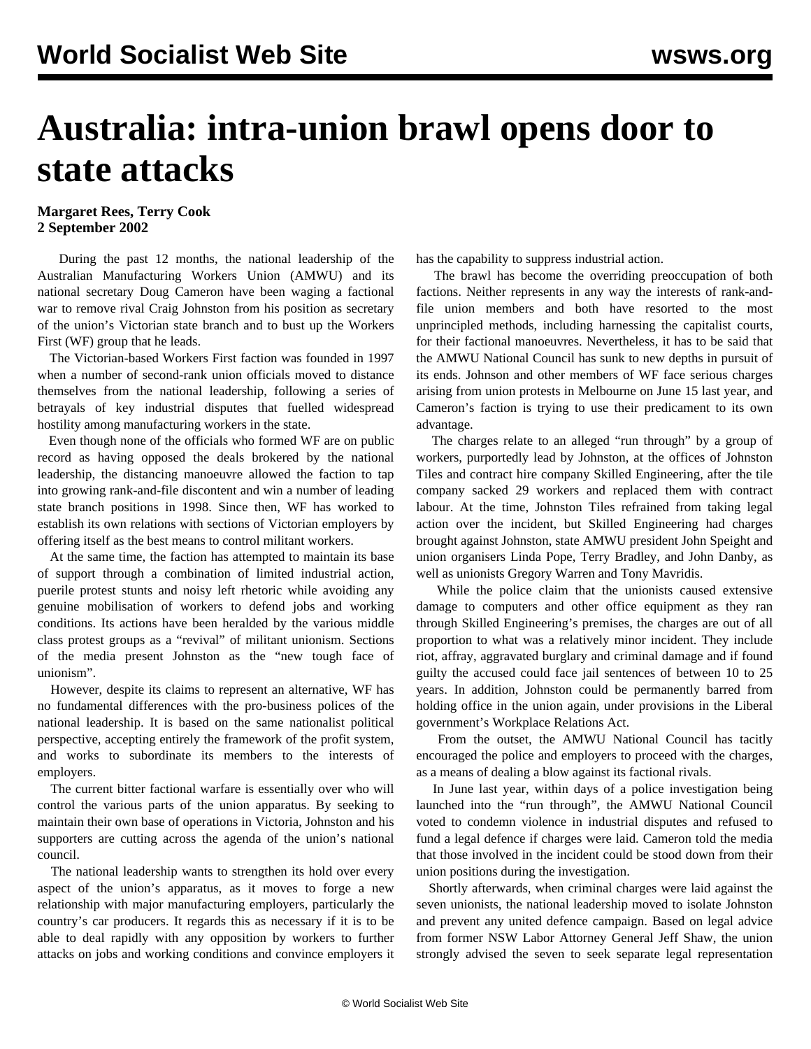# Australia: intra-union brawl opens door to state attacks

**Margaret Rees, Terry Cook**
**2 September 2002**

During the past 12 months, the national leadership of the Australian Manufacturing Workers Union (AMWU) and its national secretary Doug Cameron have been waging a factional war to remove rival Craig Johnston from his position as secretary of the union's Victorian state branch and to bust up the Workers First (WF) group that he leads.

The Victorian-based Workers First faction was founded in 1997 when a number of second-rank union officials moved to distance themselves from the national leadership, following a series of betrayals of key industrial disputes that fuelled widespread hostility among manufacturing workers in the state.

Even though none of the officials who formed WF are on public record as having opposed the deals brokered by the national leadership, the distancing manoeuvre allowed the faction to tap into growing rank-and-file discontent and win a number of leading state branch positions in 1998. Since then, WF has worked to establish its own relations with sections of Victorian employers by offering itself as the best means to control militant workers.

At the same time, the faction has attempted to maintain its base of support through a combination of limited industrial action, puerile protest stunts and noisy left rhetoric while avoiding any genuine mobilisation of workers to defend jobs and working conditions. Its actions have been heralded by the various middle class protest groups as a "revival" of militant unionism. Sections of the media present Johnston as the "new tough face of unionism".

However, despite its claims to represent an alternative, WF has no fundamental differences with the pro-business polices of the national leadership. It is based on the same nationalist political perspective, accepting entirely the framework of the profit system, and works to subordinate its members to the interests of employers.

The current bitter factional warfare is essentially over who will control the various parts of the union apparatus. By seeking to maintain their own base of operations in Victoria, Johnston and his supporters are cutting across the agenda of the union's national council.

The national leadership wants to strengthen its hold over every aspect of the union's apparatus, as it moves to forge a new relationship with major manufacturing employers, particularly the country's car producers. It regards this as necessary if it is to be able to deal rapidly with any opposition by workers to further attacks on jobs and working conditions and convince employers it has the capability to suppress industrial action.

The brawl has become the overriding preoccupation of both factions. Neither represents in any way the interests of rank-and-file union members and both have resorted to the most unprincipled methods, including harnessing the capitalist courts, for their factional manoeuvres. Nevertheless, it has to be said that the AMWU National Council has sunk to new depths in pursuit of its ends. Johnson and other members of WF face serious charges arising from union protests in Melbourne on June 15 last year, and Cameron's faction is trying to use their predicament to its own advantage.

The charges relate to an alleged "run through" by a group of workers, purportedly lead by Johnston, at the offices of Johnston Tiles and contract hire company Skilled Engineering, after the tile company sacked 29 workers and replaced them with contract labour. At the time, Johnston Tiles refrained from taking legal action over the incident, but Skilled Engineering had charges brought against Johnston, state AMWU president John Speight and union organisers Linda Pope, Terry Bradley, and John Danby, as well as unionists Gregory Warren and Tony Mavridis.

While the police claim that the unionists caused extensive damage to computers and other office equipment as they ran through Skilled Engineering's premises, the charges are out of all proportion to what was a relatively minor incident. They include riot, affray, aggravated burglary and criminal damage and if found guilty the accused could face jail sentences of between 10 to 25 years. In addition, Johnston could be permanently barred from holding office in the union again, under provisions in the Liberal government's Workplace Relations Act.

From the outset, the AMWU National Council has tacitly encouraged the police and employers to proceed with the charges, as a means of dealing a blow against its factional rivals.

In June last year, within days of a police investigation being launched into the "run through", the AMWU National Council voted to condemn violence in industrial disputes and refused to fund a legal defence if charges were laid. Cameron told the media that those involved in the incident could be stood down from their union positions during the investigation.

Shortly afterwards, when criminal charges were laid against the seven unionists, the national leadership moved to isolate Johnston and prevent any united defence campaign. Based on legal advice from former NSW Labor Attorney General Jeff Shaw, the union strongly advised the seven to seek separate legal representation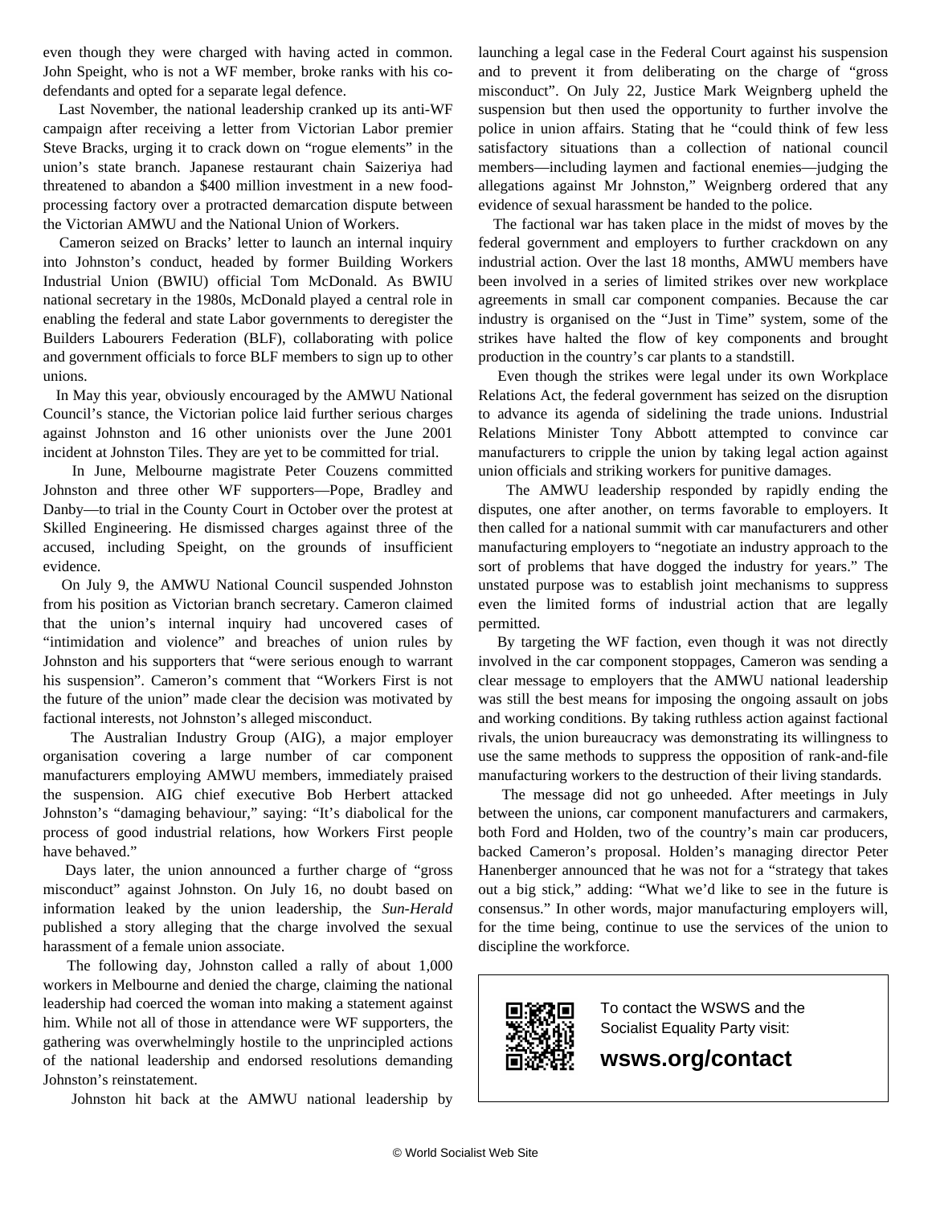even though they were charged with having acted in common. John Speight, who is not a WF member, broke ranks with his co-defendants and opted for a separate legal defence.

Last November, the national leadership cranked up its anti-WF campaign after receiving a letter from Victorian Labor premier Steve Bracks, urging it to crack down on "rogue elements" in the union's state branch. Japanese restaurant chain Saizeriya had threatened to abandon a $400 million investment in a new food-processing factory over a protracted demarcation dispute between the Victorian AMWU and the National Union of Workers.

Cameron seized on Bracks' letter to launch an internal inquiry into Johnston's conduct, headed by former Building Workers Industrial Union (BWIU) official Tom McDonald. As BWIU national secretary in the 1980s, McDonald played a central role in enabling the federal and state Labor governments to deregister the Builders Labourers Federation (BLF), collaborating with police and government officials to force BLF members to sign up to other unions.

In May this year, obviously encouraged by the AMWU National Council's stance, the Victorian police laid further serious charges against Johnston and 16 other unionists over the June 2001 incident at Johnston Tiles. They are yet to be committed for trial.

In June, Melbourne magistrate Peter Couzens committed Johnston and three other WF supporters—Pope, Bradley and Danby—to trial in the County Court in October over the protest at Skilled Engineering. He dismissed charges against three of the accused, including Speight, on the grounds of insufficient evidence.

On July 9, the AMWU National Council suspended Johnston from his position as Victorian branch secretary. Cameron claimed that the union's internal inquiry had uncovered cases of "intimidation and violence" and breaches of union rules by Johnston and his supporters that "were serious enough to warrant his suspension". Cameron's comment that "Workers First is not the future of the union" made clear the decision was motivated by factional interests, not Johnston's alleged misconduct.

The Australian Industry Group (AIG), a major employer organisation covering a large number of car component manufacturers employing AMWU members, immediately praised the suspension. AIG chief executive Bob Herbert attacked Johnston's "damaging behaviour," saying: "It's diabolical for the process of good industrial relations, how Workers First people have behaved."

Days later, the union announced a further charge of "gross misconduct" against Johnston. On July 16, no doubt based on information leaked by the union leadership, the *Sun-Herald* published a story alleging that the charge involved the sexual harassment of a female union associate.

The following day, Johnston called a rally of about 1,000 workers in Melbourne and denied the charge, claiming the national leadership had coerced the woman into making a statement against him. While not all of those in attendance were WF supporters, the gathering was overwhelmingly hostile to the unprincipled actions of the national leadership and endorsed resolutions demanding Johnston's reinstatement.

Johnston hit back at the AMWU national leadership by launching a legal case in the Federal Court against his suspension and to prevent it from deliberating on the charge of "gross misconduct". On July 22, Justice Mark Weignberg upheld the suspension but then used the opportunity to further involve the police in union affairs. Stating that he "could think of few less satisfactory situations than a collection of national council members—including laymen and factional enemies—judging the allegations against Mr Johnston," Weignberg ordered that any evidence of sexual harassment be handed to the police.

The factional war has taken place in the midst of moves by the federal government and employers to further crackdown on any industrial action. Over the last 18 months, AMWU members have been involved in a series of limited strikes over new workplace agreements in small car component companies. Because the car industry is organised on the "Just in Time" system, some of the strikes have halted the flow of key components and brought production in the country's car plants to a standstill.

Even though the strikes were legal under its own Workplace Relations Act, the federal government has seized on the disruption to advance its agenda of sidelining the trade unions. Industrial Relations Minister Tony Abbott attempted to convince car manufacturers to cripple the union by taking legal action against union officials and striking workers for punitive damages.

The AMWU leadership responded by rapidly ending the disputes, one after another, on terms favorable to employers. It then called for a national summit with car manufacturers and other manufacturing employers to "negotiate an industry approach to the sort of problems that have dogged the industry for years." The unstated purpose was to establish joint mechanisms to suppress even the limited forms of industrial action that are legally permitted.

By targeting the WF faction, even though it was not directly involved in the car component stoppages, Cameron was sending a clear message to employers that the AMWU national leadership was still the best means for imposing the ongoing assault on jobs and working conditions. By taking ruthless action against factional rivals, the union bureaucracy was demonstrating its willingness to use the same methods to suppress the opposition of rank-and-file manufacturing workers to the destruction of their living standards.

The message did not go unheeded. After meetings in July between the unions, car component manufacturers and carmakers, both Ford and Holden, two of the country's main car producers, backed Cameron's proposal. Holden's managing director Peter Hanenberger announced that he was not for a "strategy that takes out a big stick," adding: "What we'd like to see in the future is consensus." In other words, major manufacturing employers will, for the time being, continue to use the services of the union to discipline the workforce.

To contact the WSWS and the Socialist Equality Party visit:

**wsws.org/contact**